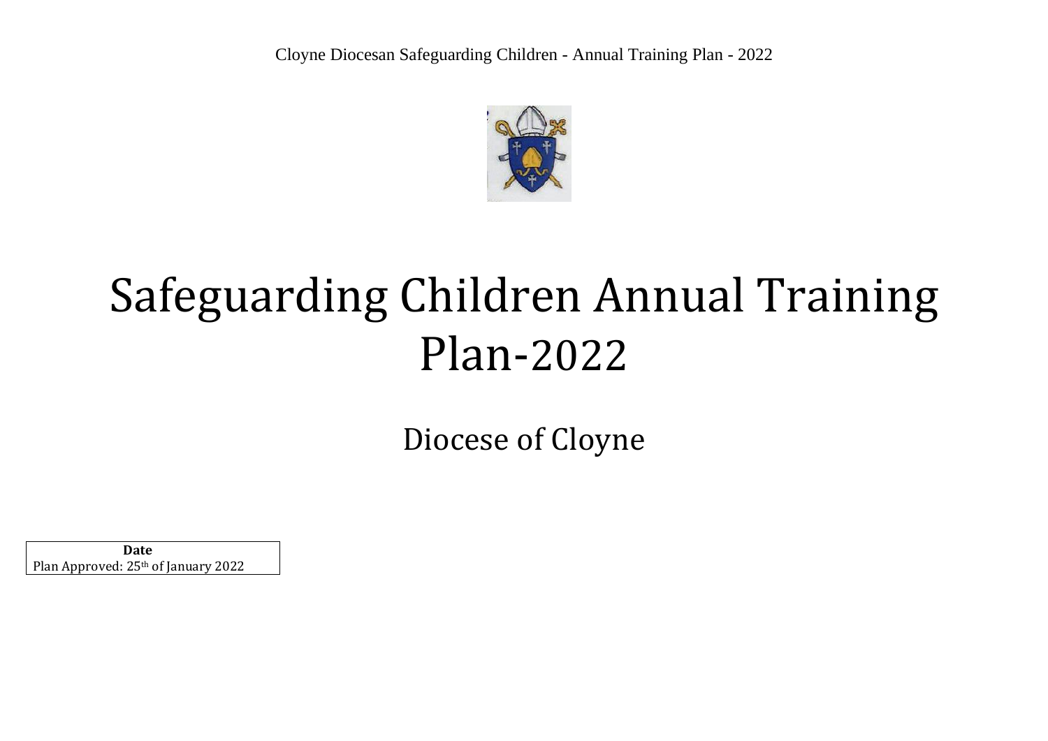# Safeguarding Children Annual Training Plan-2022

## Diocese of Cloyne

| Date |
| --- |
| Plan Approved: 25th of January 2022 |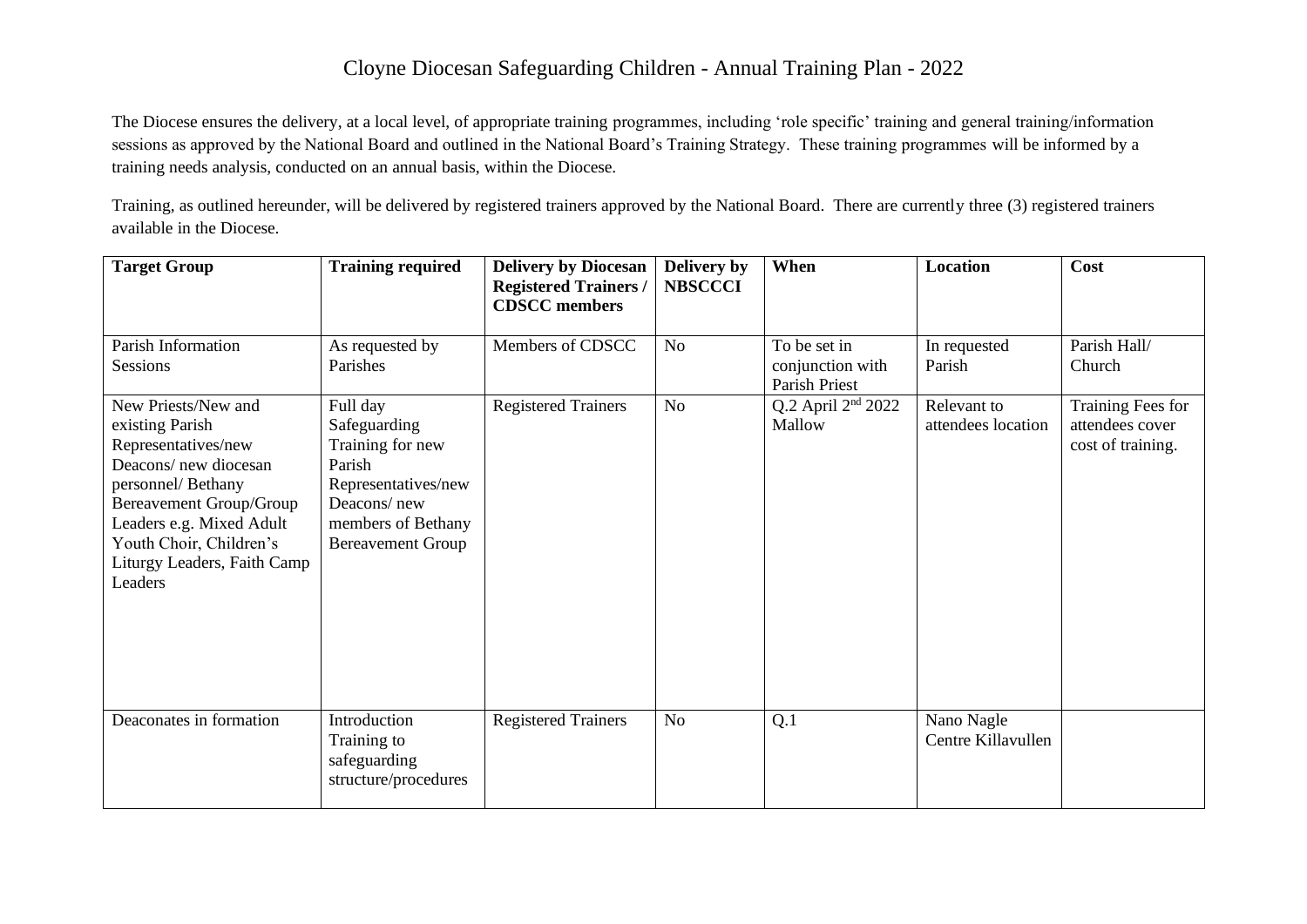# Cloyne Diocesan Safeguarding Children - Annual Training Plan - 2022

The Diocese ensures the delivery, at a local level, of appropriate training programmes, including 'role specific' training and general training/information sessions as approved by the National Board and outlined in the National Board's Training Strategy. These training programmes will be informed by a training needs analysis, conducted on an annual basis, within the Diocese.

Training, as outlined hereunder, will be delivered by registered trainers approved by the National Board. There are currently three (3) registered trainers available in the Diocese.

| Target Group | Training required | Delivery by Diocesan Registered Trainers / CDSCC members | Delivery by NBSCCCI | When | Location | Cost |
|---|---|---|---|---|---|---|
| Parish Information Sessions | As requested by Parishes | Members of CDSCC | No | To be set in conjunction with Parish Priest | In requested Parish | Parish Hall/ Church |
| New Priests/New and existing Parish Representatives/new Deacons/ new diocesan personnel/ Bethany Bereavement Group/Group Leaders e.g. Mixed Adult Youth Choir, Children's Liturgy Leaders, Faith Camp Leaders | Full day Safeguarding Training for new Parish Representatives/new Deacons/ new members of Bethany Bereavement Group | Registered Trainers | No | Q.2 April 2nd 2022 Mallow | Relevant to attendees location | Training Fees for attendees cover cost of training. |
| Deaconates in formation | Introduction Training to safeguarding structure/procedures | Registered Trainers | No | Q.1 | Nano Nagle Centre Killavullen | |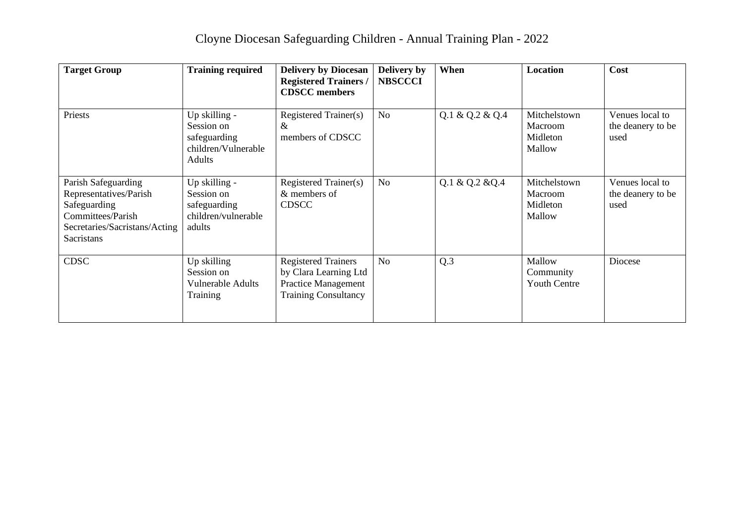# Cloyne Diocesan Safeguarding Children - Annual Training Plan - 2022

| Target Group | Training required | Delivery by Diocesan Registered Trainers / CDSCC members | Delivery by NBSCCCI | When | Location | Cost |
|---|---|---|---|---|---|---|
| Priests | Up skilling - Session on safeguarding children/Vulnerable Adults | Registered Trainer(s) & members of CDSCC | No | Q.1 & Q.2 & Q.4 | Mitchelstown Macroom Midleton Mallow | Venues local to the deanery to be used |
| Parish Safeguarding Representatives/Parish Safeguarding Committees/Parish Secretaries/Sacristans/Acting Sacristans | Up skilling - Session on safeguarding children/vulnerable adults | Registered Trainer(s) & members of CDSCC | No | Q.1 & Q.2 &Q.4 | Mitchelstown Macroom Midleton Mallow | Venues local to the deanery to be used |
| CDSC | Up skilling Session on Vulnerable Adults Training | Registered Trainers by Clara Learning Ltd Practice Management Training Consultancy | No | Q.3 | Mallow Community Youth Centre | Diocese |